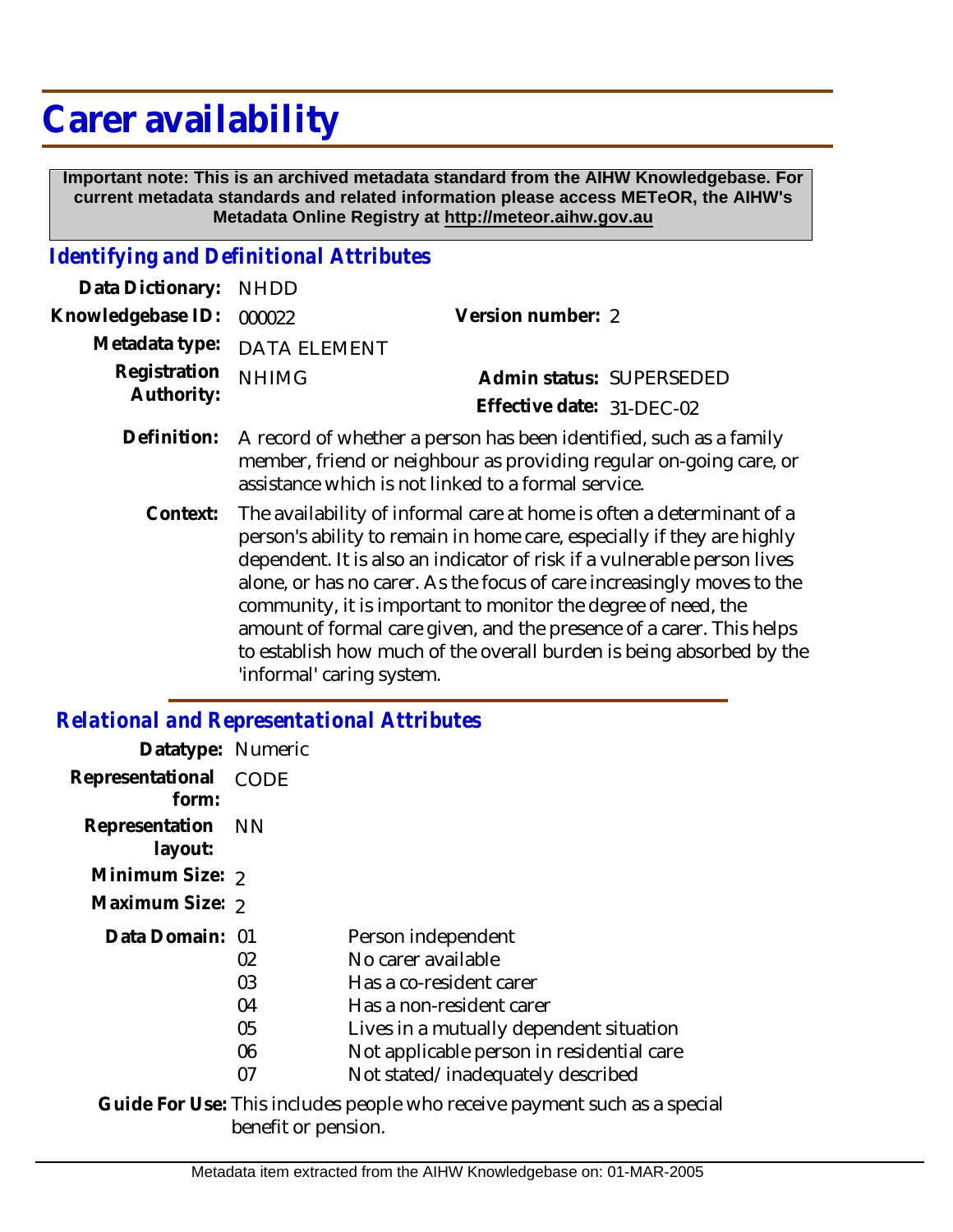# Carer availability

**Important note: This is an archived metadata standard from the AIHW Knowledgebase. For current metadata standards and related information please access METeOR, the AIHW's Metadata Online Registry at http://meteor.aihw.gov.au**

## *Identifying and Definitional Attributes*

**Data Dictionary:** NHDD

**Knowledgebase ID:** 000022

**Version number:** 2

**Metadata type:** DATA ELEMENT

**Registration Authority:** NHIMG

**Admin status:** SUPERSEDED

**Effective date:** 31-DEC-02

**Definition:** A record of whether a person has been identified, such as a family member, friend or neighbour as providing regular on-going care, or assistance which is not linked to a formal service.

**Context:** The availability of informal care at home is often a determinant of a person's ability to remain in home care, especially if they are highly dependent. It is also an indicator of risk if a vulnerable person lives alone, or has no carer. As the focus of care increasingly moves to the community, it is important to monitor the degree of need, the amount of formal care given, and the presence of a carer. This helps to establish how much of the overall burden is being absorbed by the 'informal' caring system.

## *Relational and Representational Attributes*

**Datatype:** Numeric

**Representational form:** CODE

**Representation layout:** NN

**Minimum Size:** 2

**Maximum Size:** 2

**Data Domain:**

| Code | Description |
| --- | --- |
| 01 | Person independent |
| 02 | No carer available |
| 03 | Has a co-resident carer |
| 04 | Has a non-resident carer |
| 05 | Lives in a mutually dependent situation |
| 06 | Not applicable person in residential care |
| 07 | Not stated/inadequately described |

**Guide For Use:** This includes people who receive payment such as a special benefit or pension.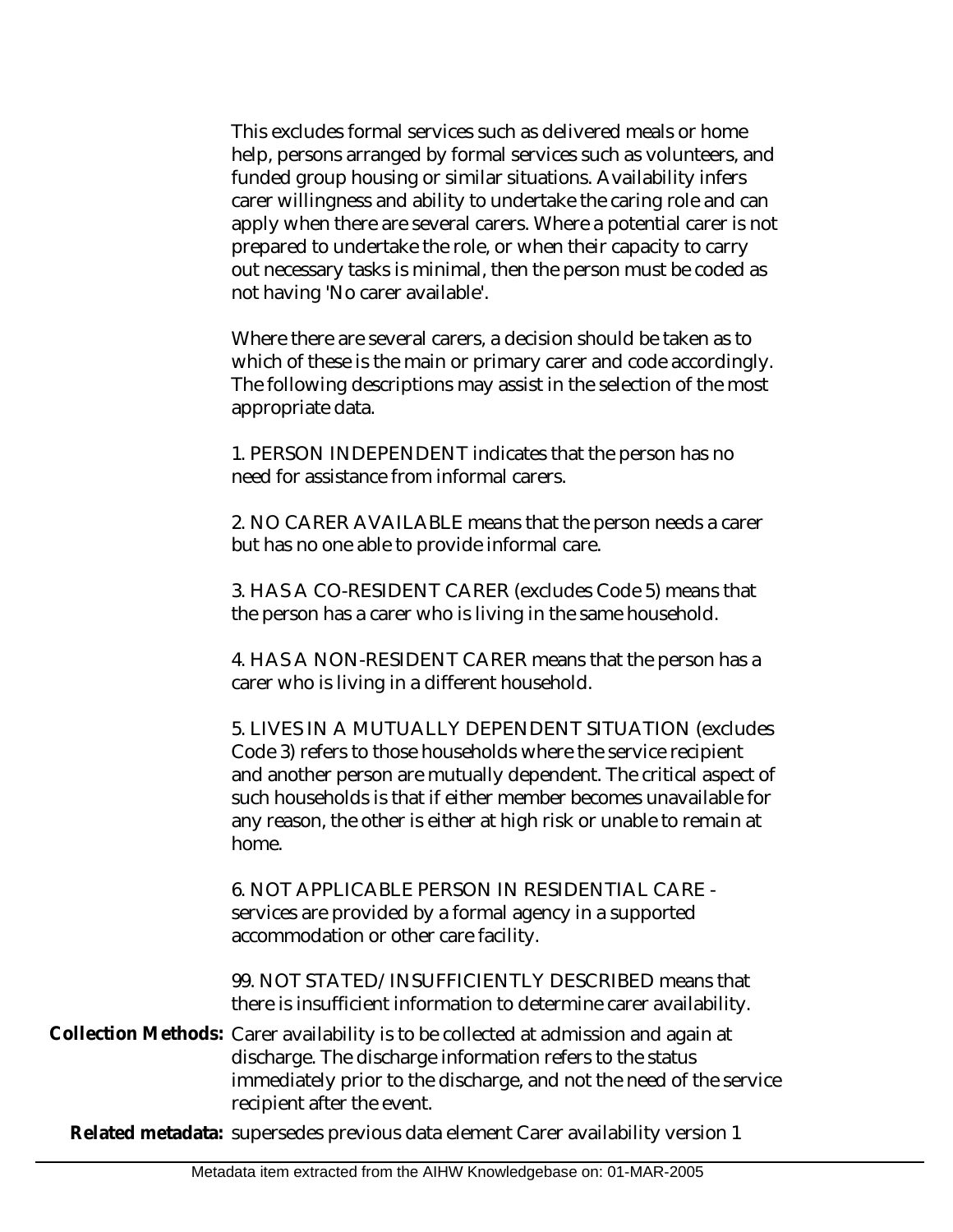This excludes formal services such as delivered meals or home help, persons arranged by formal services such as volunteers, and funded group housing or similar situations. Availability infers carer willingness and ability to undertake the caring role and can apply when there are several carers. Where a potential carer is not prepared to undertake the role, or when their capacity to carry out necessary tasks is minimal, then the person must be coded as not having 'No carer available'.

Where there are several carers, a decision should be taken as to which of these is the main or primary carer and code accordingly. The following descriptions may assist in the selection of the most appropriate data.

1. PERSON INDEPENDENT indicates that the person has no need for assistance from informal carers.

2. NO CARER AVAILABLE means that the person needs a carer but has no one able to provide informal care.

3. HAS A CO-RESIDENT CARER (excludes Code 5) means that the person has a carer who is living in the same household.

4. HAS A NON-RESIDENT CARER means that the person has a carer who is living in a different household.

5. LIVES IN A MUTUALLY DEPENDENT SITUATION (excludes Code 3) refers to those households where the service recipient and another person are mutually dependent. The critical aspect of such households is that if either member becomes unavailable for any reason, the other is either at high risk or unable to remain at home.

6. NOT APPLICABLE PERSON IN RESIDENTIAL CARE - services are provided by a formal agency in a supported accommodation or other care facility.

99. NOT STATED/INSUFFICIENTLY DESCRIBED means that there is insufficient information to determine carer availability.

**Collection Methods:** Carer availability is to be collected at admission and again at discharge. The discharge information refers to the status immediately prior to the discharge, and not the need of the service recipient after the event.

**Related metadata:** supersedes previous data element Carer availability version 1

Metadata item extracted from the AIHW Knowledgebase on: 01-MAR-2005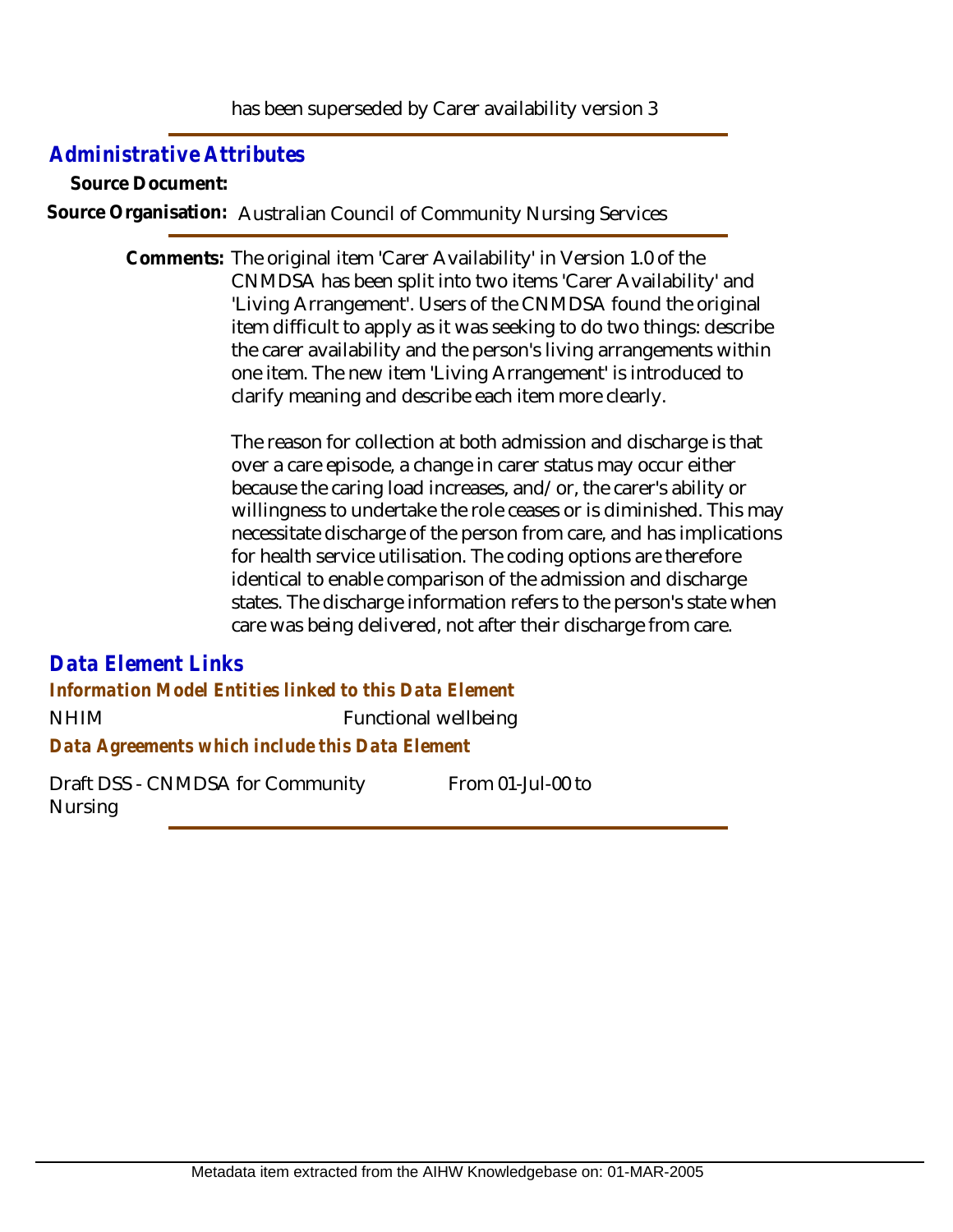has been superseded by Carer availability version 3

## Administrative Attributes

**Source Document:**

**Source Organisation:** Australian Council of Community Nursing Services

**Comments:** The original item 'Carer Availability' in Version 1.0 of the CNMDSA has been split into two items 'Carer Availability' and 'Living Arrangement'. Users of the CNMDSA found the original item difficult to apply as it was seeking to do two things: describe the carer availability and the person's living arrangements within one item. The new item 'Living Arrangement' is introduced to clarify meaning and describe each item more clearly.

The reason for collection at both admission and discharge is that over a care episode, a change in carer status may occur either because the caring load increases, and/or, the carer's ability or willingness to undertake the role ceases or is diminished. This may necessitate discharge of the person from care, and has implications for health service utilisation. The coding options are therefore identical to enable comparison of the admission and discharge states. The discharge information refers to the person's state when care was being delivered, not after their discharge from care.

## Data Element Links

### Information Model Entities linked to this Data Element

| | |
|---|---|
| NHIM | Functional wellbeing |

### Data Agreements which include this Data Element

| | |
|---|---|
| Draft DSS - CNMDSA for Community Nursing | From 01-Jul-00 to |

Metadata item extracted from the AIHW Knowledgebase on: 01-MAR-2005